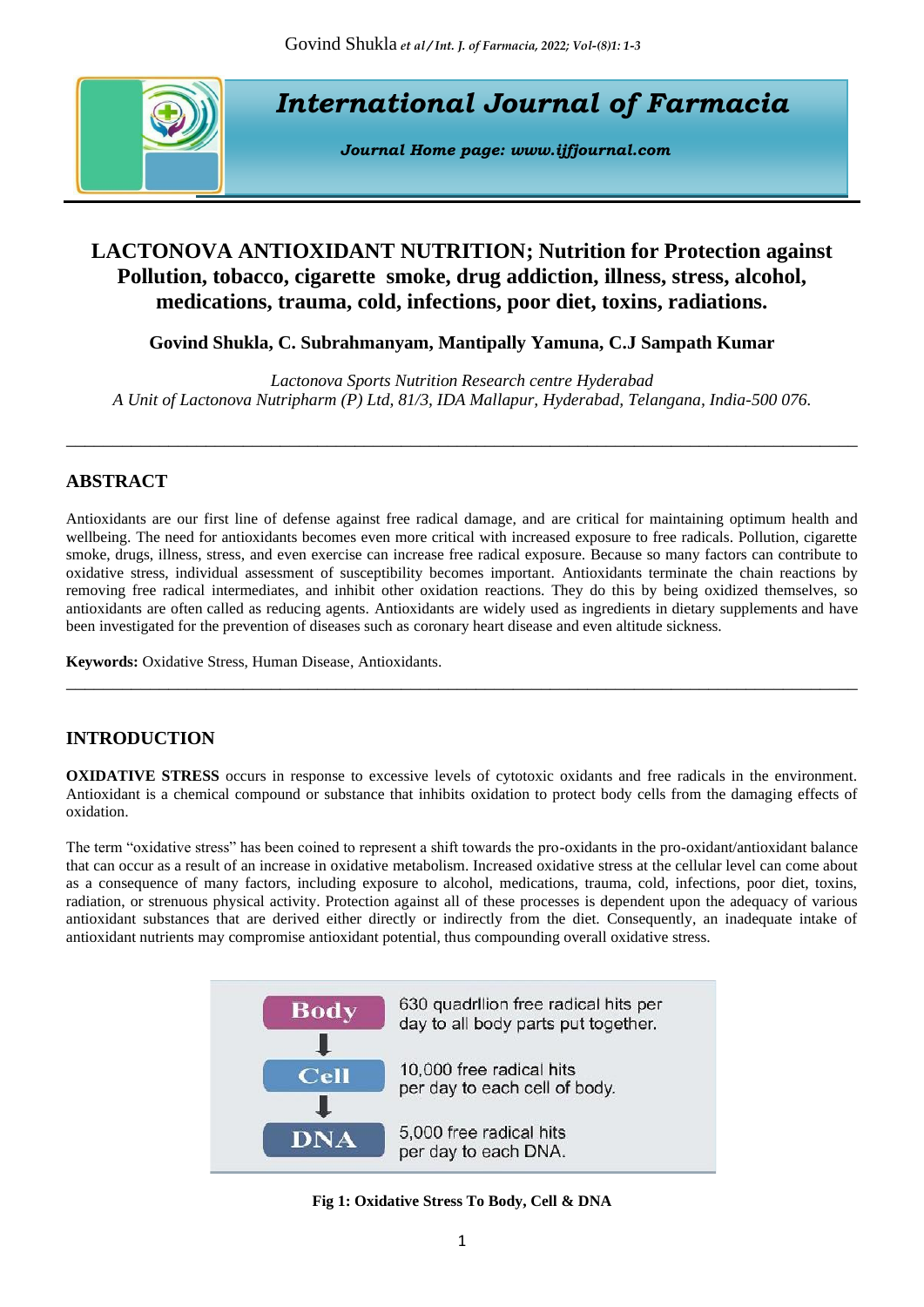# International Journal of Farmacia

***Journal Home page: www.ijfjournal.com***

## LACTONOVA ANTIOXIDANT NUTRITION; Nutrition for Protection against Pollution, tobacco, cigarette smoke, drug addiction, illness, stress, alcohol, medications, trauma, cold, infections, poor diet, toxins, radiations.

**Govind Shukla, C. Subrahmanyam, Mantipally Yamuna, C.J Sampath Kumar**

*Lactonova Sports Nutrition Research centre Hyderabad*
*A Unit of Lactonova Nutripharm (P) Ltd, 81/3, IDA Mallapur, Hyderabad, Telangana, India-500 076.*

---

## ABSTRACT

Antioxidants are our first line of defense against free radical damage, and are critical for maintaining optimum health and wellbeing. The need for antioxidants becomes even more critical with increased exposure to free radicals. Pollution, cigarette smoke, drugs, illness, stress, and even exercise can increase free radical exposure. Because so many factors can contribute to oxidative stress, individual assessment of susceptibility becomes important. Antioxidants terminate the chain reactions by removing free radical intermediates, and inhibit other oxidation reactions. They do this by being oxidized themselves, so antioxidants are often called as reducing agents. Antioxidants are widely used as ingredients in dietary supplements and have been investigated for the prevention of diseases such as coronary heart disease and even altitude sickness.

**Keywords:** Oxidative Stress, Human Disease, Antioxidants.

---

## INTRODUCTION

**OXIDATIVE STRESS** occurs in response to excessive levels of cytotoxic oxidants and free radicals in the environment. Antioxidant is a chemical compound or substance that inhibits oxidation to protect body cells from the damaging effects of oxidation.

The term "oxidative stress" has been coined to represent a shift towards the pro-oxidants in the pro-oxidant/antioxidant balance that can occur as a result of an increase in oxidative metabolism. Increased oxidative stress at the cellular level can come about as a consequence of many factors, including exposure to alcohol, medications, trauma, cold, infections, poor diet, toxins, radiation, or strenuous physical activity. Protection against all of these processes is dependent upon the adequacy of various antioxidant substances that are derived either directly or indirectly from the diet. Consequently, an inadequate intake of antioxidant nutrients may compromise antioxidant potential, thus compounding overall oxidative stress.

| | |
|---|---|
| **Body** | 630 quadrillion free radical hits per day to all body parts put together. |
| ↓ **Cell** | 10,000 free radical hits per day to each cell of body. |
| ↓ **DNA** | 5,000 free radical hits per day to each DNA. |

**Fig 1: Oxidative Stress To Body, Cell & DNA**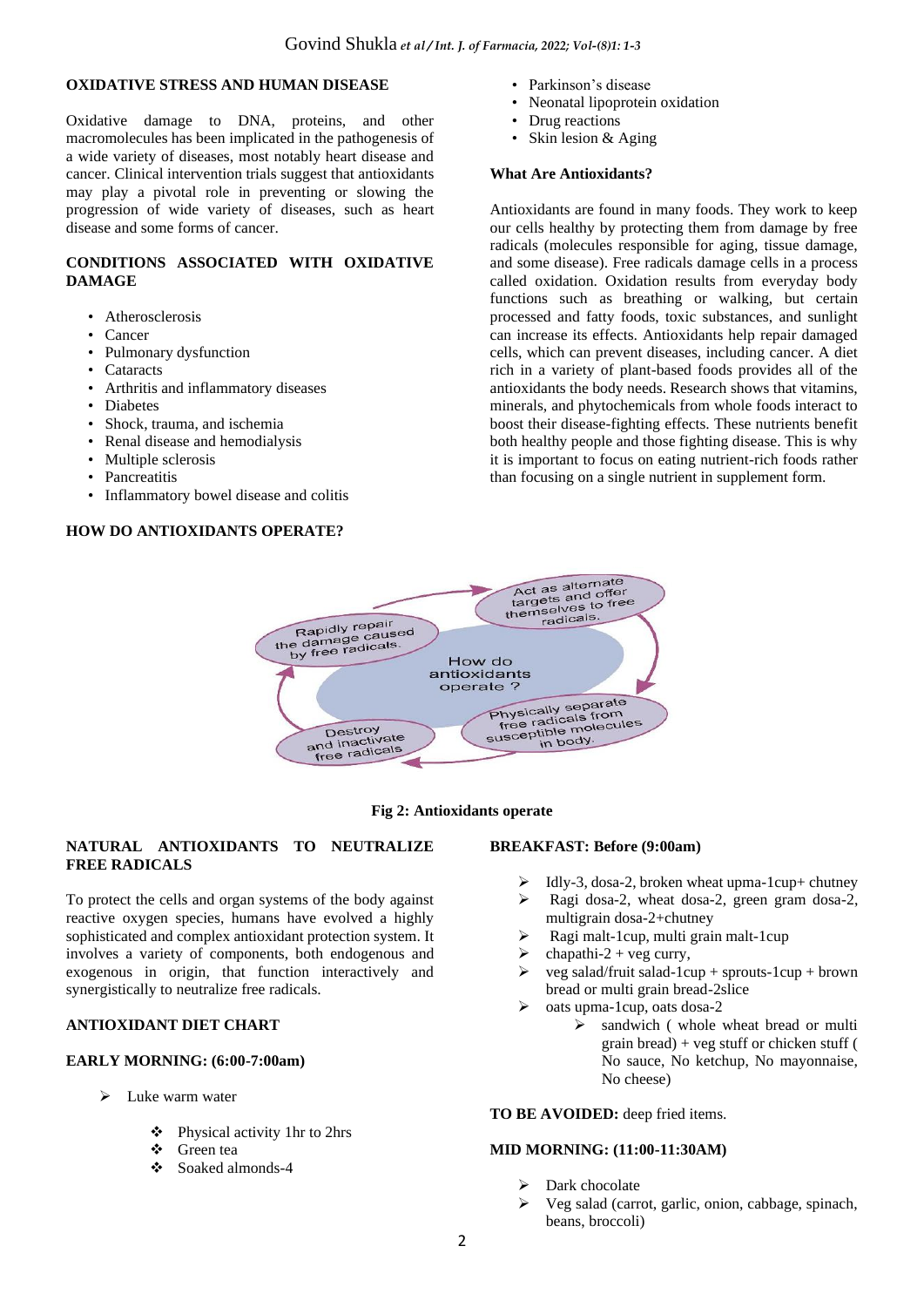## OXIDATIVE STRESS AND HUMAN DISEASE

Oxidative damage to DNA, proteins, and other macromolecules has been implicated in the pathogenesis of a wide variety of diseases, most notably heart disease and cancer. Clinical intervention trials suggest that antioxidants may play a pivotal role in preventing or slowing the progression of wide variety of diseases, such as heart disease and some forms of cancer.

## CONDITIONS ASSOCIATED WITH OXIDATIVE DAMAGE

- Atherosclerosis
- Cancer
- Pulmonary dysfunction
- Cataracts
- Arthritis and inflammatory diseases
- Diabetes
- Shock, trauma, and ischemia
- Renal disease and hemodialysis
- Multiple sclerosis
- Pancreatitis
- Inflammatory bowel disease and colitis
- Parkinson's disease
- Neonatal lipoprotein oxidation
- Drug reactions
- Skin lesion & Aging

### What Are Antioxidants?

Antioxidants are found in many foods. They work to keep our cells healthy by protecting them from damage by free radicals (molecules responsible for aging, tissue damage, and some disease). Free radicals damage cells in a process called oxidation. Oxidation results from everyday body functions such as breathing or walking, but certain processed and fatty foods, toxic substances, and sunlight can increase its effects. Antioxidants help repair damaged cells, which can prevent diseases, including cancer. A diet rich in a variety of plant-based foods provides all of the antioxidants the body needs. Research shows that vitamins, minerals, and phytochemicals from whole foods interact to boost their disease-fighting effects. These nutrients benefit both healthy people and those fighting disease. This is why it is important to focus on eating nutrient-rich foods rather than focusing on a single nutrient in supplement form.

## HOW DO ANTIOXIDANTS OPERATE?

How do antioxidants operate ?

- Act as alternate targets and offer themselves to free radicals.
- Physically separate free radicals from susceptible molecules in body.
- Destroy and inactivate free radicals
- Rapidly repair the damage caused by free radicals.

**Fig 2: Antioxidants operate**

## NATURAL ANTIOXIDANTS TO NEUTRALIZE FREE RADICALS

To protect the cells and organ systems of the body against reactive oxygen species, humans have evolved a highly sophisticated and complex antioxidant protection system. It involves a variety of components, both endogenous and exogenous in origin, that function interactively and synergistically to neutralize free radicals.

## ANTIOXIDANT DIET CHART

### EARLY MORNING: (6:00-7:00am)

- Luke warm water
    - Physical activity 1hr to 2hrs
    - Green tea
    - Soaked almonds-4

### BREAKFAST: Before (9:00am)

- Idly-3, dosa-2, broken wheat upma-1cup+ chutney
- Ragi dosa-2, wheat dosa-2, green gram dosa-2, multigrain dosa-2+chutney
- Ragi malt-1cup, multi grain malt-1cup
- chapathi-2 + veg curry,
- veg salad/fruit salad-1cup + sprouts-1cup + brown bread or multi grain bread-2slice
- oats upma-1cup, oats dosa-2
    - sandwich ( whole wheat bread or multi grain bread) + veg stuff or chicken stuff ( No sauce, No ketchup, No mayonnaise, No cheese)

**TO BE AVOIDED:** deep fried items.

### MID MORNING: (11:00-11:30AM)

- Dark chocolate
- Veg salad (carrot, garlic, onion, cabbage, spinach, beans, broccoli)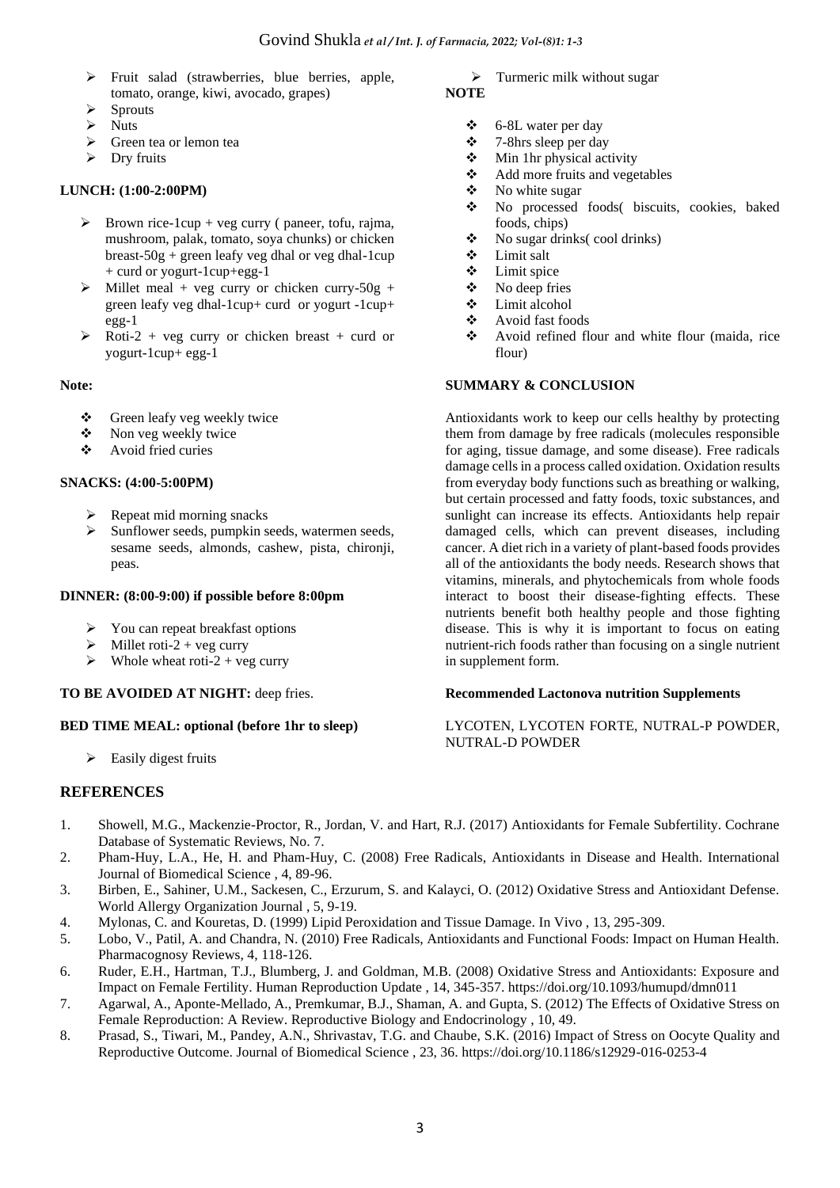- Fruit salad (strawberries, blue berries, apple, tomato, orange, kiwi, avocado, grapes)
- Sprouts
- Nuts
- Green tea or lemon tea
- Dry fruits

**LUNCH: (1:00-2:00PM)**

- Brown rice-1cup + veg curry ( paneer, tofu, rajma, mushroom, palak, tomato, soya chunks) or chicken breast-50g + green leafy veg dhal or veg dhal-1cup + curd or yogurt-1cup+egg-1
- Millet meal + veg curry or chicken curry-50g + green leafy veg dhal-1cup+ curd or yogurt -1cup+ egg-1
- Roti-2 + veg curry or chicken breast + curd or yogurt-1cup+ egg-1

**Note:**

- Green leafy veg weekly twice
- Non veg weekly twice
- Avoid fried curies

**SNACKS: (4:00-5:00PM)**

- Repeat mid morning snacks
- Sunflower seeds, pumpkin seeds, watermen seeds, sesame seeds, almonds, cashew, pista, chironji, peas.

**DINNER: (8:00-9:00) if possible before 8:00pm**

- You can repeat breakfast options
- Millet roti-2 + veg curry
- Whole wheat roti-2 + veg curry

**TO BE AVOIDED AT NIGHT:** deep fries.

**BED TIME MEAL: optional (before 1hr to sleep)**

- Easily digest fruits
- Turmeric milk without sugar

**NOTE**

- 6-8L water per day
- 7-8hrs sleep per day
- Min 1hr physical activity
- Add more fruits and vegetables
- No white sugar
- No processed foods( biscuits, cookies, baked foods, chips)
- No sugar drinks( cool drinks)
- Limit salt
- Limit spice
- No deep fries
- Limit alcohol
- Avoid fast foods
- Avoid refined flour and white flour (maida, rice flour)

**SUMMARY & CONCLUSION**

Antioxidants work to keep our cells healthy by protecting them from damage by free radicals (molecules responsible for aging, tissue damage, and some disease). Free radicals damage cells in a process called oxidation. Oxidation results from everyday body functions such as breathing or walking, but certain processed and fatty foods, toxic substances, and sunlight can increase its effects. Antioxidants help repair damaged cells, which can prevent diseases, including cancer. A diet rich in a variety of plant-based foods provides all of the antioxidants the body needs. Research shows that vitamins, minerals, and phytochemicals from whole foods interact to boost their disease-fighting effects. These nutrients benefit both healthy people and those fighting disease. This is why it is important to focus on eating nutrient-rich foods rather than focusing on a single nutrient in supplement form.

**Recommended Lactonova nutrition Supplements**

LYCOTEN, LYCOTEN FORTE, NUTRAL-P POWDER, NUTRAL-D POWDER

## REFERENCES

1. Showell, M.G., Mackenzie-Proctor, R., Jordan, V. and Hart, R.J. (2017) Antioxidants for Female Subfertility. Cochrane Database of Systematic Reviews, No. 7.
2. Pham-Huy, L.A., He, H. and Pham-Huy, C. (2008) Free Radicals, Antioxidants in Disease and Health. International Journal of Biomedical Science , 4, 89-96.
3. Birben, E., Sahiner, U.M., Sackesen, C., Erzurum, S. and Kalayci, O. (2012) Oxidative Stress and Antioxidant Defense. World Allergy Organization Journal , 5, 9-19.
4. Mylonas, C. and Kouretas, D. (1999) Lipid Peroxidation and Tissue Damage. In Vivo , 13, 295-309.
5. Lobo, V., Patil, A. and Chandra, N. (2010) Free Radicals, Antioxidants and Functional Foods: Impact on Human Health. Pharmacognosy Reviews, 4, 118-126.
6. Ruder, E.H., Hartman, T.J., Blumberg, J. and Goldman, M.B. (2008) Oxidative Stress and Antioxidants: Exposure and Impact on Female Fertility. Human Reproduction Update , 14, 345-357. https://doi.org/10.1093/humupd/dmn011
7. Agarwal, A., Aponte-Mellado, A., Premkumar, B.J., Shaman, A. and Gupta, S. (2012) The Effects of Oxidative Stress on Female Reproduction: A Review. Reproductive Biology and Endocrinology , 10, 49.
8. Prasad, S., Tiwari, M., Pandey, A.N., Shrivastav, T.G. and Chaube, S.K. (2016) Impact of Stress on Oocyte Quality and Reproductive Outcome. Journal of Biomedical Science , 23, 36. https://doi.org/10.1186/s12929-016-0253-4